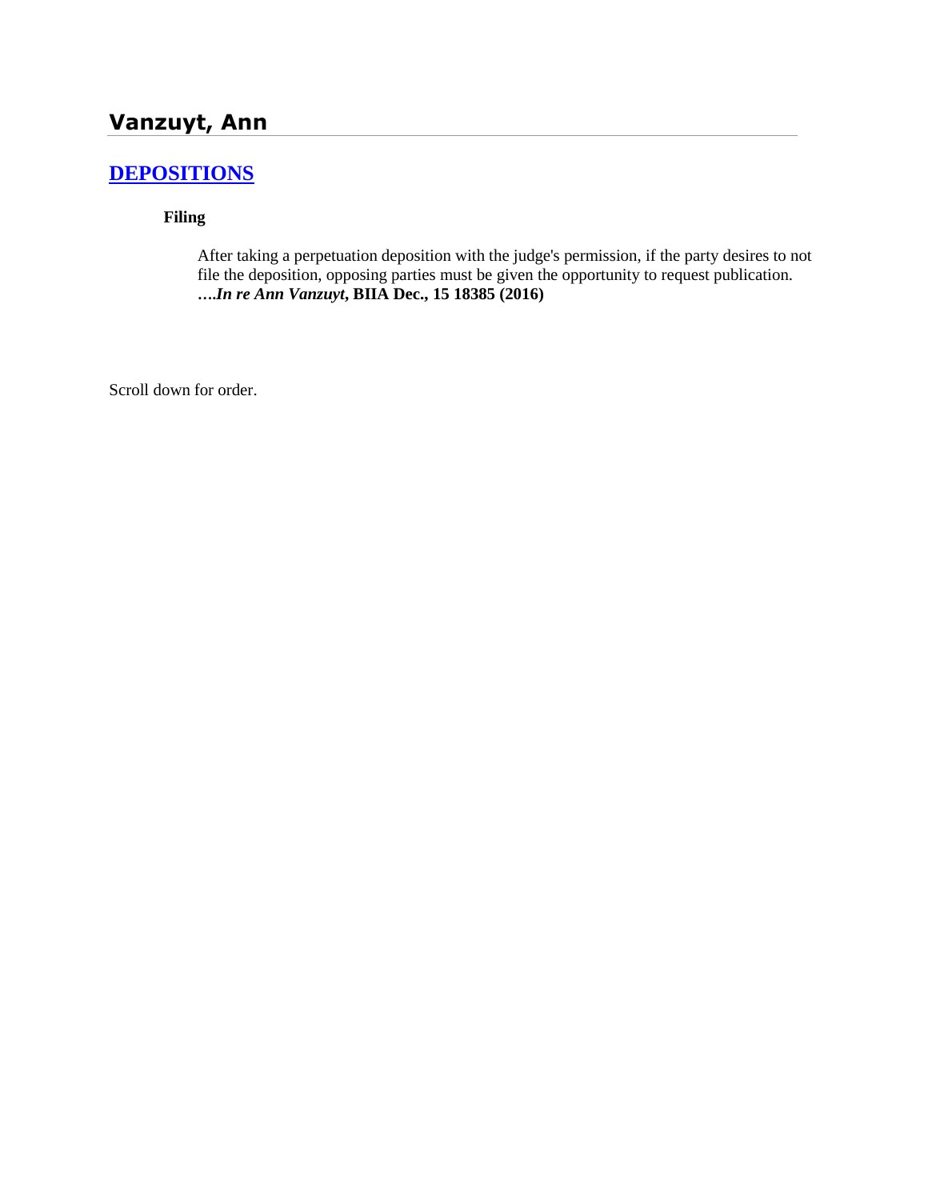# Vanzuyt, Ann

## DEPOSITIONS

**Filing**

After taking a perpetuation deposition with the judge's permission, if the party desires to not file the deposition, opposing parties must be given the opportunity to request publication. ***….In re Ann Vanzuyt*, BIIA Dec., 15 18385 (2016)**

Scroll down for order.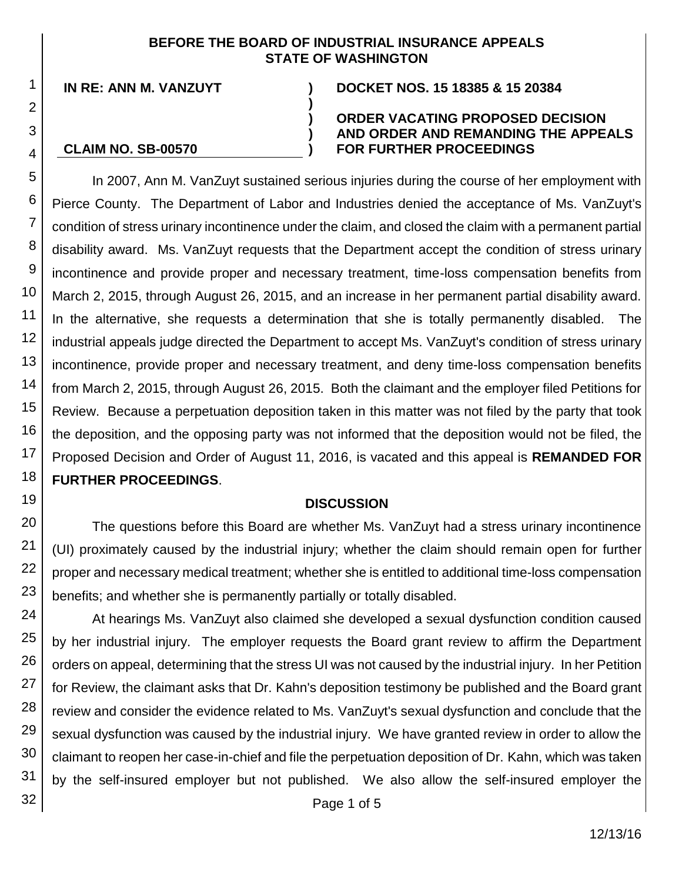**BEFORE THE BOARD OF INDUSTRIAL INSURANCE APPEALS**
**STATE OF WASHINGTON**

| | | |
|---|---|---|
| **IN RE: ANN M. VANZUYT** | **)** | **DOCKET NOS. 15 18385 & 15 20384** |
| | **)** | |
| | **)** | **ORDER VACATING PROPOSED DECISION** |
| | **)** | **AND ORDER AND REMANDING THE APPEALS** |
| **CLAIM NO. SB-00570** | **)** | **FOR FURTHER PROCEEDINGS** |

In 2007, Ann M. VanZuyt sustained serious injuries during the course of her employment with Pierce County. The Department of Labor and Industries denied the acceptance of Ms. VanZuyt's condition of stress urinary incontinence under the claim, and closed the claim with a permanent partial disability award. Ms. VanZuyt requests that the Department accept the condition of stress urinary incontinence and provide proper and necessary treatment, time-loss compensation benefits from March 2, 2015, through August 26, 2015, and an increase in her permanent partial disability award. In the alternative, she requests a determination that she is totally permanently disabled. The industrial appeals judge directed the Department to accept Ms. VanZuyt's condition of stress urinary incontinence, provide proper and necessary treatment, and deny time-loss compensation benefits from March 2, 2015, through August 26, 2015. Both the claimant and the employer filed Petitions for Review. Because a perpetuation deposition taken in this matter was not filed by the party that took the deposition, and the opposing party was not informed that the deposition would not be filed, the Proposed Decision and Order of August 11, 2016, is vacated and this appeal is **REMANDED FOR FURTHER PROCEEDINGS**.

## DISCUSSION

The questions before this Board are whether Ms. VanZuyt had a stress urinary incontinence (UI) proximately caused by the industrial injury; whether the claim should remain open for further proper and necessary medical treatment; whether she is entitled to additional time-loss compensation benefits; and whether she is permanently partially or totally disabled.

At hearings Ms. VanZuyt also claimed she developed a sexual dysfunction condition caused by her industrial injury. The employer requests the Board grant review to affirm the Department orders on appeal, determining that the stress UI was not caused by the industrial injury. In her Petition for Review, the claimant asks that Dr. Kahn's deposition testimony be published and the Board grant review and consider the evidence related to Ms. VanZuyt's sexual dysfunction and conclude that the sexual dysfunction was caused by the industrial injury. We have granted review in order to allow the claimant to reopen her case-in-chief and file the perpetuation deposition of Dr. Kahn, which was taken by the self-insured employer but not published. We also allow the self-insured employer the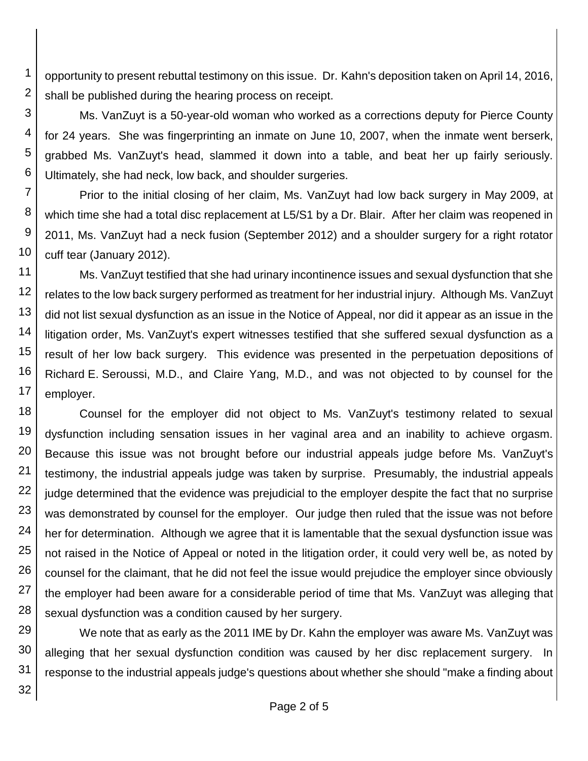opportunity to present rebuttal testimony on this issue. Dr. Kahn's deposition taken on April 14, 2016, shall be published during the hearing process on receipt.

Ms. VanZuyt is a 50-year-old woman who worked as a corrections deputy for Pierce County for 24 years. She was fingerprinting an inmate on June 10, 2007, when the inmate went berserk, grabbed Ms. VanZuyt's head, slammed it down into a table, and beat her up fairly seriously. Ultimately, she had neck, low back, and shoulder surgeries.

Prior to the initial closing of her claim, Ms. VanZuyt had low back surgery in May 2009, at which time she had a total disc replacement at L5/S1 by a Dr. Blair. After her claim was reopened in 2011, Ms. VanZuyt had a neck fusion (September 2012) and a shoulder surgery for a right rotator cuff tear (January 2012).

Ms. VanZuyt testified that she had urinary incontinence issues and sexual dysfunction that she relates to the low back surgery performed as treatment for her industrial injury. Although Ms. VanZuyt did not list sexual dysfunction as an issue in the Notice of Appeal, nor did it appear as an issue in the litigation order, Ms. VanZuyt's expert witnesses testified that she suffered sexual dysfunction as a result of her low back surgery. This evidence was presented in the perpetuation depositions of Richard E. Seroussi, M.D., and Claire Yang, M.D., and was not objected to by counsel for the employer.

Counsel for the employer did not object to Ms. VanZuyt's testimony related to sexual dysfunction including sensation issues in her vaginal area and an inability to achieve orgasm. Because this issue was not brought before our industrial appeals judge before Ms. VanZuyt's testimony, the industrial appeals judge was taken by surprise. Presumably, the industrial appeals judge determined that the evidence was prejudicial to the employer despite the fact that no surprise was demonstrated by counsel for the employer. Our judge then ruled that the issue was not before her for determination. Although we agree that it is lamentable that the sexual dysfunction issue was not raised in the Notice of Appeal or noted in the litigation order, it could very well be, as noted by counsel for the claimant, that he did not feel the issue would prejudice the employer since obviously the employer had been aware for a considerable period of time that Ms. VanZuyt was alleging that sexual dysfunction was a condition caused by her surgery.

We note that as early as the 2011 IME by Dr. Kahn the employer was aware Ms. VanZuyt was alleging that her sexual dysfunction condition was caused by her disc replacement surgery. In response to the industrial appeals judge's questions about whether she should "make a finding about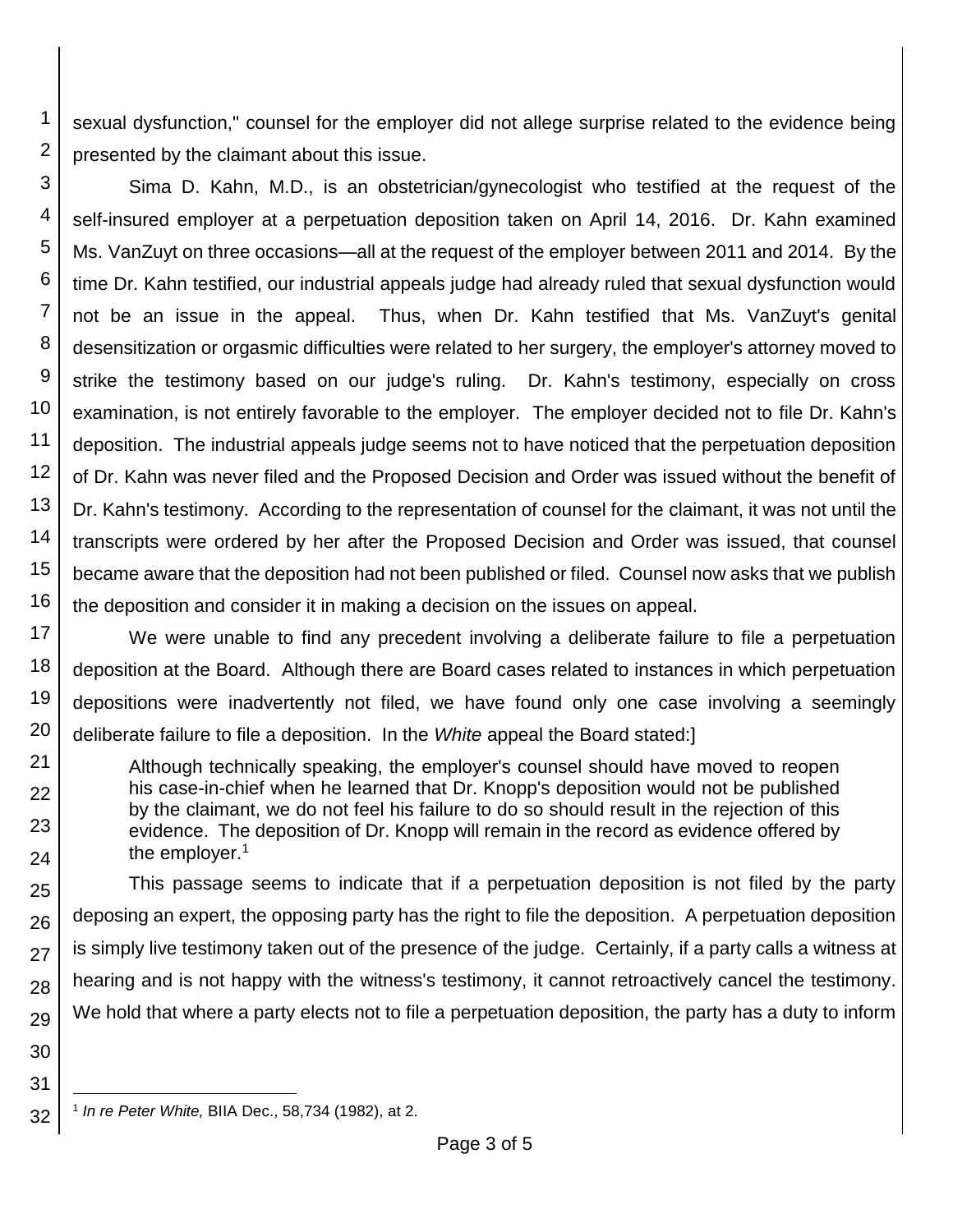sexual dysfunction," counsel for the employer did not allege surprise related to the evidence being presented by the claimant about this issue.

Sima D. Kahn, M.D., is an obstetrician/gynecologist who testified at the request of the self-insured employer at a perpetuation deposition taken on April 14, 2016. Dr. Kahn examined Ms. VanZuyt on three occasions—all at the request of the employer between 2011 and 2014. By the time Dr. Kahn testified, our industrial appeals judge had already ruled that sexual dysfunction would not be an issue in the appeal. Thus, when Dr. Kahn testified that Ms. VanZuyt's genital desensitization or orgasmic difficulties were related to her surgery, the employer's attorney moved to strike the testimony based on our judge's ruling. Dr. Kahn's testimony, especially on cross examination, is not entirely favorable to the employer. The employer decided not to file Dr. Kahn's deposition. The industrial appeals judge seems not to have noticed that the perpetuation deposition of Dr. Kahn was never filed and the Proposed Decision and Order was issued without the benefit of Dr. Kahn's testimony. According to the representation of counsel for the claimant, it was not until the transcripts were ordered by her after the Proposed Decision and Order was issued, that counsel became aware that the deposition had not been published or filed. Counsel now asks that we publish the deposition and consider it in making a decision on the issues on appeal.

We were unable to find any precedent involving a deliberate failure to file a perpetuation deposition at the Board. Although there are Board cases related to instances in which perpetuation depositions were inadvertently not filed, we have found only one case involving a seemingly deliberate failure to file a deposition. In the *White* appeal the Board stated:]

> Although technically speaking, the employer's counsel should have moved to reopen his case-in-chief when he learned that Dr. Knopp's deposition would not be published by the claimant, we do not feel his failure to do so should result in the rejection of this evidence. The deposition of Dr. Knopp will remain in the record as evidence offered by the employer.[1]

This passage seems to indicate that if a perpetuation deposition is not filed by the party deposing an expert, the opposing party has the right to file the deposition. A perpetuation deposition is simply live testimony taken out of the presence of the judge. Certainly, if a party calls a witness at hearing and is not happy with the witness's testimony, it cannot retroactively cancel the testimony. We hold that where a party elects not to file a perpetuation deposition, the party has a duty to inform

---

[1] *In re Peter White,* BIIA Dec., 58,734 (1982), at 2.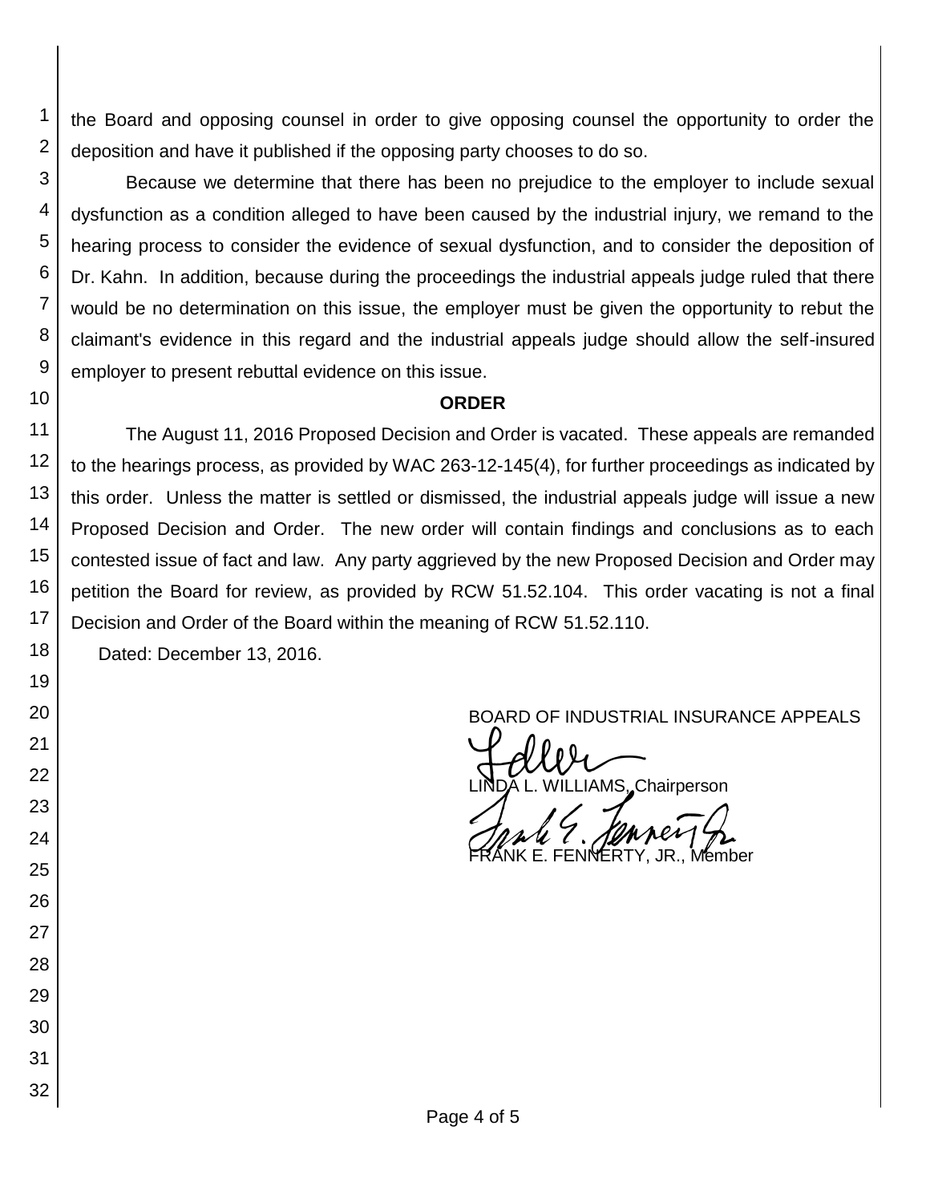the Board and opposing counsel in order to give opposing counsel the opportunity to order the deposition and have it published if the opposing party chooses to do so.

Because we determine that there has been no prejudice to the employer to include sexual dysfunction as a condition alleged to have been caused by the industrial injury, we remand to the hearing process to consider the evidence of sexual dysfunction, and to consider the deposition of Dr. Kahn. In addition, because during the proceedings the industrial appeals judge ruled that there would be no determination on this issue, the employer must be given the opportunity to rebut the claimant's evidence in this regard and the industrial appeals judge should allow the self-insured employer to present rebuttal evidence on this issue.

**ORDER**

The August 11, 2016 Proposed Decision and Order is vacated. These appeals are remanded to the hearings process, as provided by WAC 263-12-145(4), for further proceedings as indicated by this order. Unless the matter is settled or dismissed, the industrial appeals judge will issue a new Proposed Decision and Order. The new order will contain findings and conclusions as to each contested issue of fact and law. Any party aggrieved by the new Proposed Decision and Order may petition the Board for review, as provided by RCW 51.52.104. This order vacating is not a final Decision and Order of the Board within the meaning of RCW 51.52.110.

Dated: December 13, 2016.

BOARD OF INDUSTRIAL INSURANCE APPEALS

LINDA L. WILLIAMS, Chairperson

FRANK E. FENNERTY, JR., Member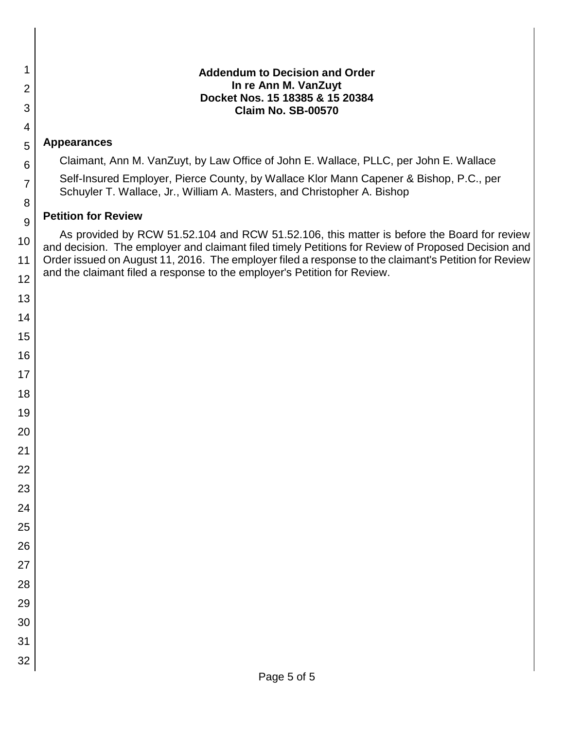**Addendum to Decision and Order**
**In re Ann M. VanZuyt**
**Docket Nos. 15 18385 & 15 20384**
**Claim No. SB-00570**

## Appearances

Claimant, Ann M. VanZuyt, by Law Office of John E. Wallace, PLLC, per John E. Wallace

Self-Insured Employer, Pierce County, by Wallace Klor Mann Capener & Bishop, P.C., per Schuyler T. Wallace, Jr., William A. Masters, and Christopher A. Bishop

## Petition for Review

As provided by RCW 51.52.104 and RCW 51.52.106, this matter is before the Board for review and decision. The employer and claimant filed timely Petitions for Review of Proposed Decision and Order issued on August 11, 2016. The employer filed a response to the claimant's Petition for Review and the claimant filed a response to the employer's Petition for Review.